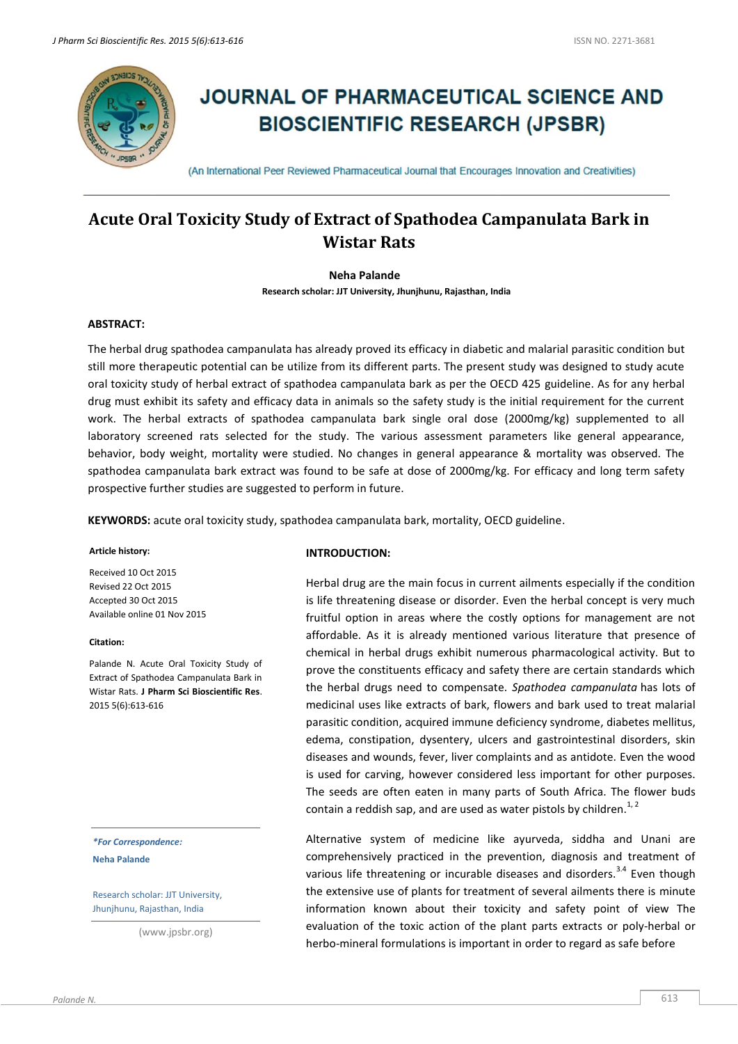# JOURNAL OF PHARMACEUTICAL SCIENCE AND BIOSCIENTIFIC RESEARCH (JPSBR)

(An International Peer Reviewed Pharmaceutical Journal that Encourages Innovation and Creativities)

## Acute Oral Toxicity Study of Extract of Spathodea Campanulata Bark in Wistar Rats

**Neha Palande**

**Research scholar: JJT University, Jhunjhunu, Rajasthan, India**

### ABSTRACT:

The herbal drug spathodea campanulata has already proved its efficacy in diabetic and malarial parasitic condition but still more therapeutic potential can be utilize from its different parts. The present study was designed to study acute oral toxicity study of herbal extract of spathodea campanulata bark as per the OECD 425 guideline. As for any herbal drug must exhibit its safety and efficacy data in animals so the safety study is the initial requirement for the current work. The herbal extracts of spathodea campanulata bark single oral dose (2000mg/kg) supplemented to all laboratory screened rats selected for the study. The various assessment parameters like general appearance, behavior, body weight, mortality were studied. No changes in general appearance & mortality was observed. The spathodea campanulata bark extract was found to be safe at dose of 2000mg/kg. For efficacy and long term safety prospective further studies are suggested to perform in future.

**KEYWORDS:** acute oral toxicity study, spathodea campanulata bark, mortality, OECD guideline.

**Article history:**

Received 10 Oct 2015

Revised 22 Oct 2015

Accepted 30 Oct 2015

Available online 01 Nov 2015

**Citation:**

Palande N. Acute Oral Toxicity Study of Extract of Spathodea Campanulata Bark in Wistar Rats. **J Pharm Sci Bioscientific Res.** 2015 5(6):613-616

***For Correspondence:***

**Neha Palande**

Research scholar: JJT University, Jhunjhunu, Rajasthan, India

(www.jpsbr.org)

### INTRODUCTION:

Herbal drug are the main focus in current ailments especially if the condition is life threatening disease or disorder. Even the herbal concept is very much fruitful option in areas where the costly options for management are not affordable. As it is already mentioned various literature that presence of chemical in herbal drugs exhibit numerous pharmacological activity. But to prove the constituents efficacy and safety there are certain standards which the herbal drugs need to compensate. *Spathodea campanulata* has lots of medicinal uses like extracts of bark, flowers and bark used to treat malarial parasitic condition, acquired immune deficiency syndrome, diabetes mellitus, edema, constipation, dysentery, ulcers and gastrointestinal disorders, skin diseases and wounds, fever, liver complaints and as antidote. Even the wood is used for carving, however considered less important for other purposes. The seeds are often eaten in many parts of South Africa. The flower buds contain a reddish sap, and are used as water pistols by children.[1, 2]

Alternative system of medicine like ayurveda, siddha and Unani are comprehensively practiced in the prevention, diagnosis and treatment of various life threatening or incurable diseases and disorders.[3,4] Even though the extensive use of plants for treatment of several ailments there is minute information known about their toxicity and safety point of view The evaluation of the toxic action of the plant parts extracts or poly-herbal or herbo-mineral formulations is important in order to regard as safe before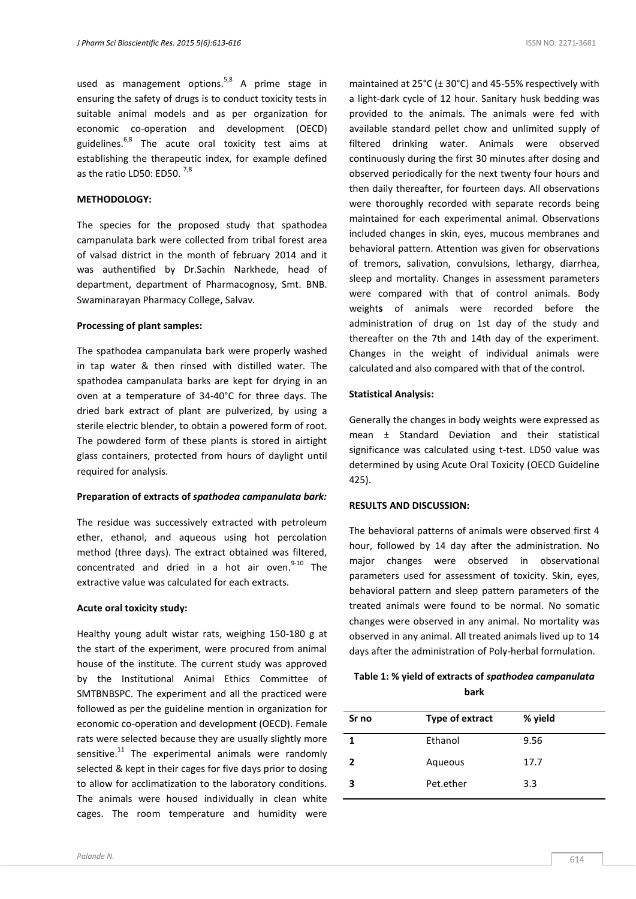used as management options.[5,8] A prime stage in ensuring the safety of drugs is to conduct toxicity tests in suitable animal models and as per organization for economic co-operation and development (OECD) guidelines.[6,8] The acute oral toxicity test aims at establishing the therapeutic index, for example defined as the ratio LD50: ED50. [7,8]

**METHODOLOGY:**

The species for the proposed study that spathodea campanulata bark were collected from tribal forest area of valsad district in the month of february 2014 and it was authentified by Dr.Sachin Narkhede, head of department, department of Pharmacognosy, Smt. BNB. Swaminarayan Pharmacy College, Salvav.

**Processing of plant samples:**

The spathodea campanulata bark were properly washed in tap water & then rinsed with distilled water. The spathodea campanulata barks are kept for drying in an oven at a temperature of 34-40°C for three days. The dried bark extract of plant are pulverized, by using a sterile electric blender, to obtain a powered form of root. The powdered form of these plants is stored in airtight glass containers, protected from hours of daylight until required for analysis.

**Preparation of extracts of *spathodea campanulata bark:***

The residue was successively extracted with petroleum ether, ethanol, and aqueous using hot percolation method (three days). The extract obtained was filtered, concentrated and dried in a hot air oven.[9-10] The extractive value was calculated for each extracts.

**Acute oral toxicity study:**

Healthy young adult wistar rats, weighing 150-180 g at the start of the experiment, were procured from animal house of the institute. The current study was approved by the Institutional Animal Ethics Committee of SMTBNBSPC. The experiment and all the practiced were followed as per the guideline mention in organization for economic co-operation and development (OECD). Female rats were selected because they are usually slightly more sensitive.[11] The experimental animals were randomly selected & kept in their cages for five days prior to dosing to allow for acclimatization to the laboratory conditions. The animals were housed individually in clean white cages. The room temperature and humidity were maintained at 25°C (± 30°C) and 45-55% respectively with a light-dark cycle of 12 hour. Sanitary husk bedding was provided to the animals. The animals were fed with available standard pellet chow and unlimited supply of filtered drinking water. Animals were observed continuously during the first 30 minutes after dosing and observed periodically for the next twenty four hours and then daily thereafter, for fourteen days. All observations were thoroughly recorded with separate records being maintained for each experimental animal. Observations included changes in skin, eyes, mucous membranes and behavioral pattern. Attention was given for observations of tremors, salivation, convulsions, lethargy, diarrhea, sleep and mortality. Changes in assessment parameters were compared with that of control animals. Body weight**s** of animals were recorded before the administration of drug on 1st day of the study and thereafter on the 7th and 14th day of the experiment. Changes in the weight of individual animals were calculated and also compared with that of the control.

**Statistical Analysis:**

Generally the changes in body weights were expressed as mean ± Standard Deviation and their statistical significance was calculated using t-test. LD50 value was determined by using Acute Oral Toxicity (OECD Guideline 425).

**RESULTS AND DISCUSSION:**

The behavioral patterns of animals were observed first 4 hour, followed by 14 day after the administration. No major changes were observed in observational parameters used for assessment of toxicity. Skin, eyes, behavioral pattern and sleep pattern parameters of the treated animals were found to be normal. No somatic changes were observed in any animal. No mortality was observed in any animal. All treated animals lived up to 14 days after the administration of Poly-herbal formulation.

**Table 1: % yield of extracts of *spathodea campanulata* bark**

| Sr no | Type of extract | % yield |
|---|---|---|
| 1 | Ethanol | 9.56 |
| 2 | Aqueous | 17.7 |
| 3 | Pet.ether | 3.3 |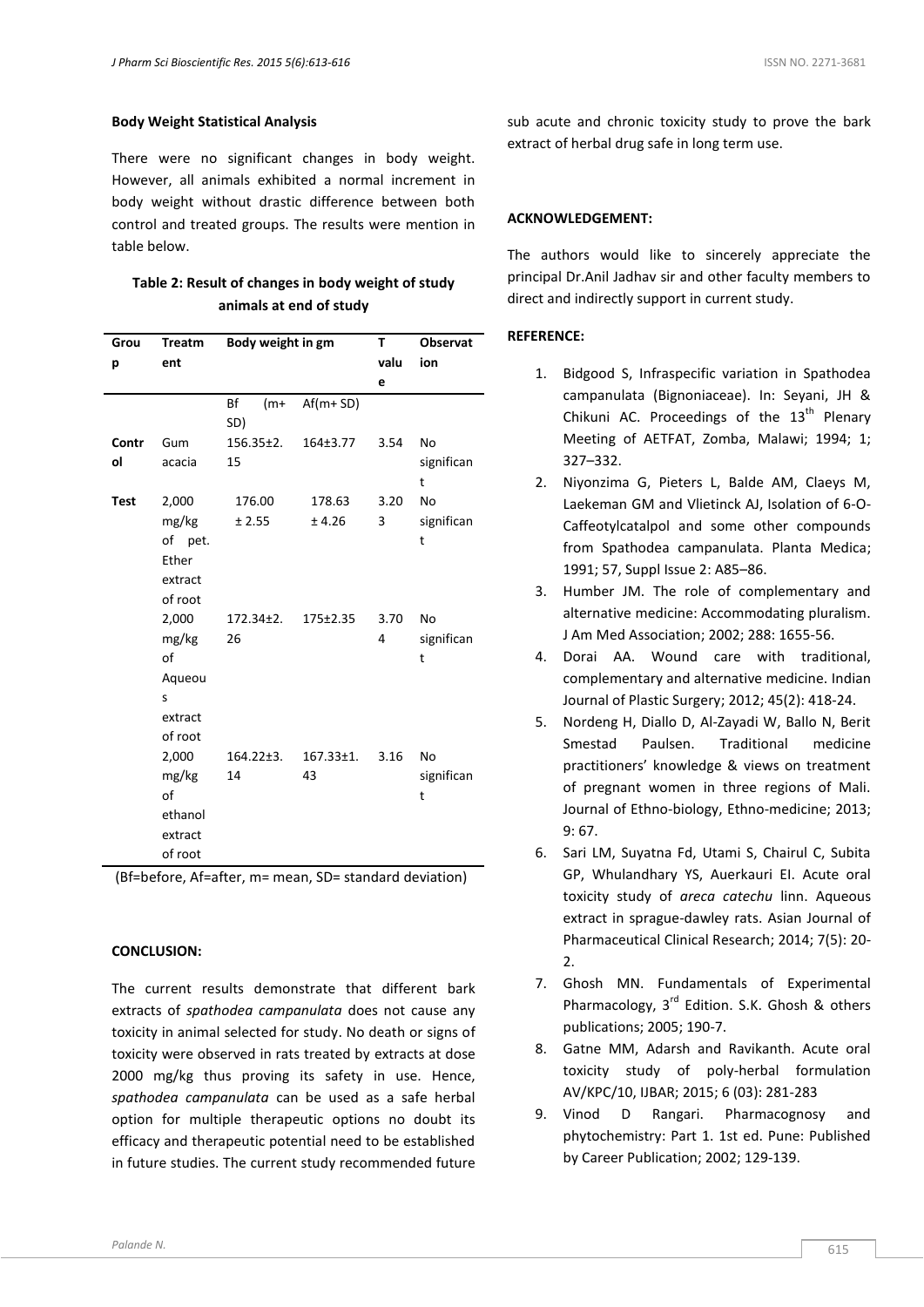**Body Weight Statistical Analysis**

There were no significant changes in body weight. However, all animals exhibited a normal increment in body weight without drastic difference between both control and treated groups. The results were mention in table below.

**Table 2: Result of changes in body weight of study animals at end of study**

| Group | Treatment | Body weight in gm | | T value | Observation |
|---|---|---|---|---|---|
| | | Bf (m+ SD) | Af(m+ SD) | | |
| **Control** | Gum acacia | 156.35±2.15 | 164±3.77 | 3.54 | No significant |
| **Test** | 2,000 mg/kg of pet. Ether extract of root | 176.00 ± 2.55 | 178.63 ± 4.26 | 3.203 | No significant |
| | 2,000 mg/kg of Aqueous extract of root | 172.34±2.26 | 175±2.35 | 3.704 | No significant |
| | 2,000 mg/kg of ethanol extract of root | 164.22±3.14 | 167.33±1.43 | 3.16 | No significant |

(Bf=before, Af=after, m= mean, SD= standard deviation)

**CONCLUSION:**

The current results demonstrate that different bark extracts of *spathodea campanulata* does not cause any toxicity in animal selected for study. No death or signs of toxicity were observed in rats treated by extracts at dose 2000 mg/kg thus proving its safety in use. Hence, *spathodea campanulata* can be used as a safe herbal option for multiple therapeutic options no doubt its efficacy and therapeutic potential need to be established in future studies. The current study recommended future sub acute and chronic toxicity study to prove the bark extract of herbal drug safe in long term use.

**ACKNOWLEDGEMENT:**

The authors would like to sincerely appreciate the principal Dr.Anil Jadhav sir and other faculty members to direct and indirectly support in current study.

**REFERENCE:**

1. Bidgood S, Infraspecific variation in Spathodea campanulata (Bignoniaceae). In: Seyani, JH & Chikuni AC. Proceedings of the 13th Plenary Meeting of AETFAT, Zomba, Malawi; 1994; 1; 327–332.
2. Niyonzima G, Pieters L, Balde AM, Claeys M, Laekeman GM and Vlietinck AJ, Isolation of 6-O-Caffeotylcatalpol and some other compounds from Spathodea campanulata. Planta Medica; 1991; 57, Suppl Issue 2: A85–86.
3. Humber JM. The role of complementary and alternative medicine: Accommodating pluralism. J Am Med Association; 2002; 288: 1655-56.
4. Dorai AA. Wound care with traditional, complementary and alternative medicine. Indian Journal of Plastic Surgery; 2012; 45(2): 418-24.
5. Nordeng H, Diallo D, Al-Zayadi W, Ballo N, Berit Smestad Paulsen. Traditional medicine practitioners' knowledge & views on treatment of pregnant women in three regions of Mali. Journal of Ethno-biology, Ethno-medicine; 2013; 9: 67.
6. Sari LM, Suyatna Fd, Utami S, Chairul C, Subita GP, Whulandhary YS, Auerkauri EI. Acute oral toxicity study of *areca catechu* linn. Aqueous extract in sprague-dawley rats. Asian Journal of Pharmaceutical Clinical Research; 2014; 7(5): 20-2.
7. Ghosh MN. Fundamentals of Experimental Pharmacology, 3rd Edition. S.K. Ghosh & others publications; 2005; 190-7.
8. Gatne MM, Adarsh and Ravikanth. Acute oral toxicity study of poly-herbal formulation AV/KPC/10, IJBAR; 2015; 6 (03): 281-283
9. Vinod D Rangari. Pharmacognosy and phytochemistry: Part 1. 1st ed. Pune: Published by Career Publication; 2002; 129-139.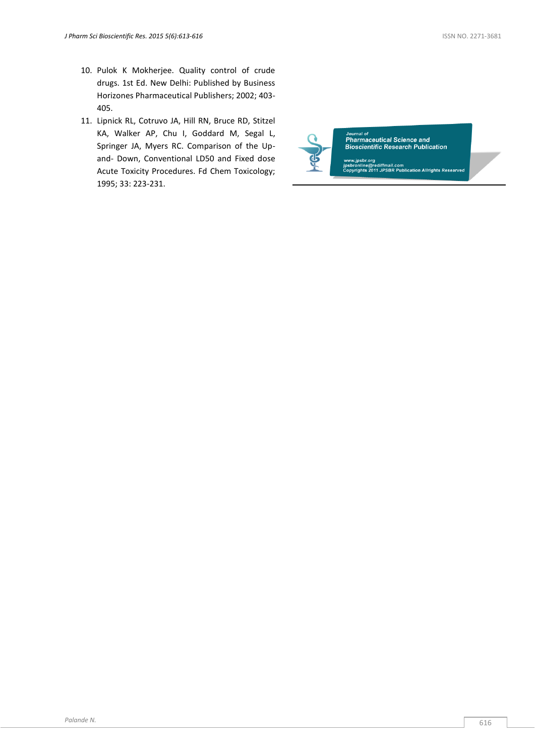10. Pulok K Mokherjee. Quality control of crude drugs. 1st Ed. New Delhi: Published by Business Horizones Pharmaceutical Publishers; 2002; 403-405.
11. Lipnick RL, Cotruvo JA, Hill RN, Bruce RD, Stitzel KA, Walker AP, Chu I, Goddard M, Segal L, Springer JA, Myers RC. Comparison of the Up-and- Down, Conventional LD50 and Fixed dose Acute Toxicity Procedures. Fd Chem Toxicology; 1995; 33: 223-231.

Journal of
Pharmaceutical Science and Bioscientific Research Publication
www.jpsbr.org
jpsbronline@rediffmail.com
Copyrights 2011 JPSBR Publication Allrights Researved